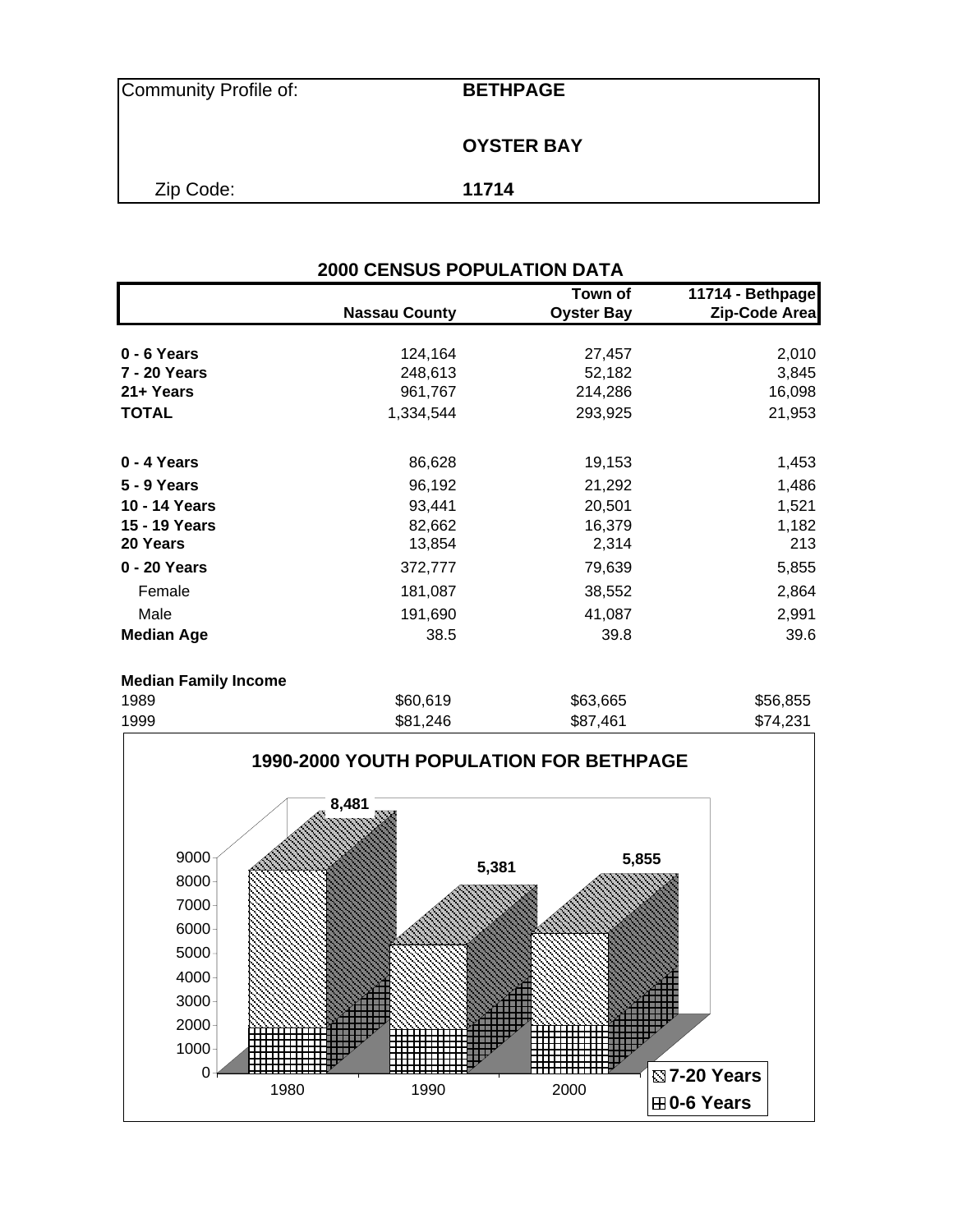| Community Profile of: | **BETHPAGE** |
|---|---|
| | **OYSTER BAY** |
| Zip Code: | **11714** |

## 2000 CENSUS POPULATION DATA

| | **Nassau County** | **Town of Oyster Bay** | **11714 - Bethpage Zip-Code Area** |
|---|---|---|---|
| **0 - 6 Years** | 124,164 | 27,457 | 2,010 |
| **7 - 20 Years** | 248,613 | 52,182 | 3,845 |
| **21+ Years** | 961,767 | 214,286 | 16,098 |
| **TOTAL** | 1,334,544 | 293,925 | 21,953 |
| | | | |
| **0 - 4 Years** | 86,628 | 19,153 | 1,453 |
| **5 - 9 Years** | 96,192 | 21,292 | 1,486 |
| **10 - 14 Years** | 93,441 | 20,501 | 1,521 |
| **15 - 19 Years** | 82,662 | 16,379 | 1,182 |
| **20 Years** | 13,854 | 2,314 | 213 |
| **0 - 20 Years** | 372,777 | 79,639 | 5,855 |
| Female | 181,087 | 38,552 | 2,864 |
| Male | 191,690 | 41,087 | 2,991 |
| **Median Age** | 38.5 | 39.8 | 39.6 |
| | | | |
| **Median Family Income** | | | |
| 1989 | $60,619 | $63,665 | $56,855 |
| 1999 | $81,246 | $87,461 | $74,231 |

**1990-2000 YOUTH POPULATION FOR BETHPAGE**

| Year | Total (0-20 Years) |
|---|---|
| 1980 | 8,481 |
| 1990 | 5,381 |
| 2000 | 5,855 |

Legend: 7-20 Years; 0-6 Years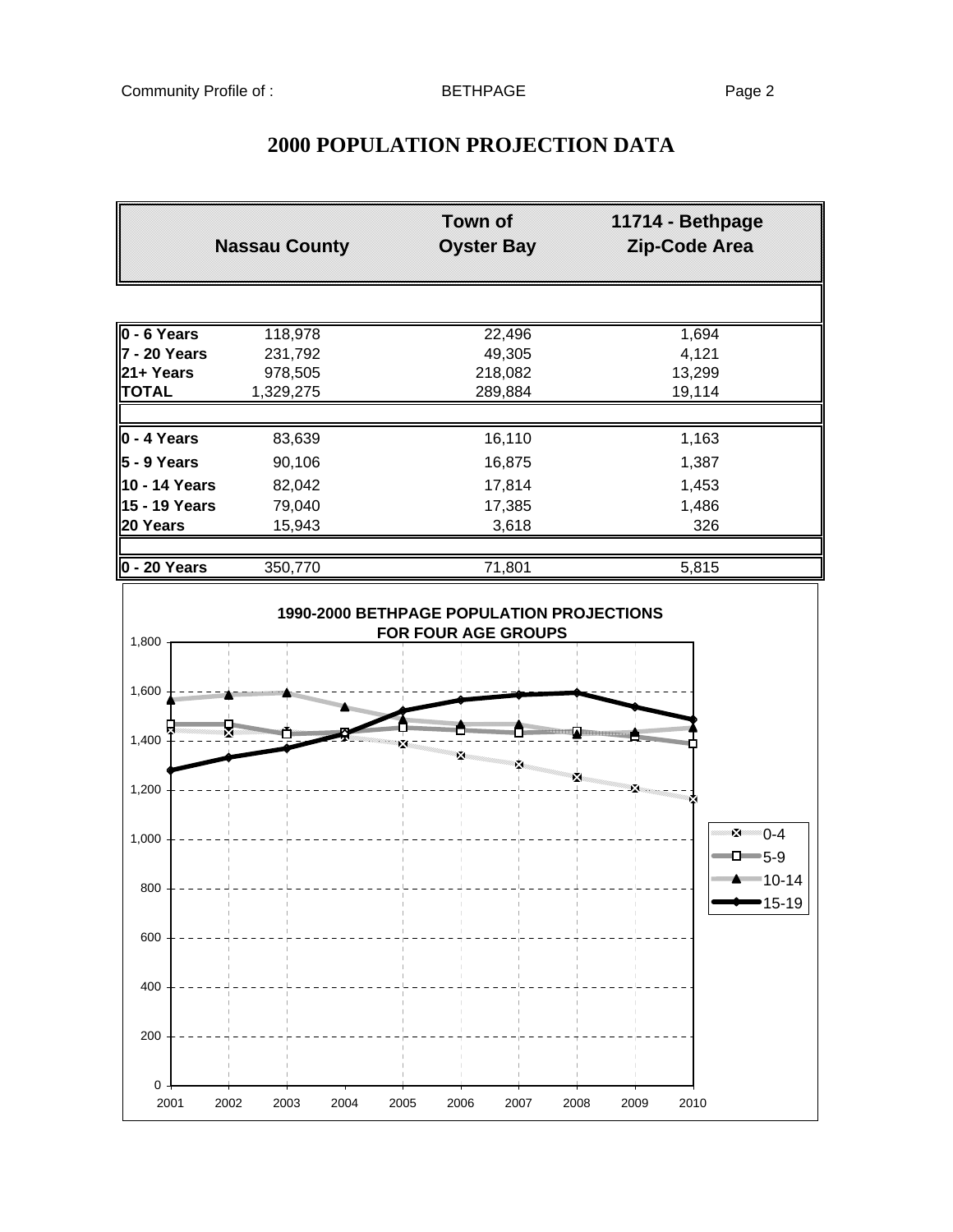# 2000 POPULATION PROJECTION DATA

| | Nassau County | Town of Oyster Bay | 11714 - Bethpage Zip-Code Area |
|---|---|---|---|
| **0 - 6 Years** | 118,978 | 22,496 | 1,694 |
| **7 - 20 Years** | 231,792 | 49,305 | 4,121 |
| **21+ Years** | 978,505 | 218,082 | 13,299 |
| **TOTAL** | 1,329,275 | 289,884 | 19,114 |
| | | | |
| **0 - 4 Years** | 83,639 | 16,110 | 1,163 |
| **5 - 9 Years** | 90,106 | 16,875 | 1,387 |
| **10 - 14 Years** | 82,042 | 17,814 | 1,453 |
| **15 - 19 Years** | 79,040 | 17,385 | 1,486 |
| **20 Years** | 15,943 | 3,618 | 326 |
| | | | |
| **0 - 20 Years** | 350,770 | 71,801 | 5,815 |

**1990-2000 BETHPAGE POPULATION PROJECTIONS FOR FOUR AGE GROUPS**

Legend: 0-4, 5-9, 10-14, 15-19

Y-axis: 0, 200, 400, 600, 800, 1,000, 1,200, 1,400, 1,600, 1,800

X-axis: 2001, 2002, 2003, 2004, 2005, 2006, 2007, 2008, 2009, 2010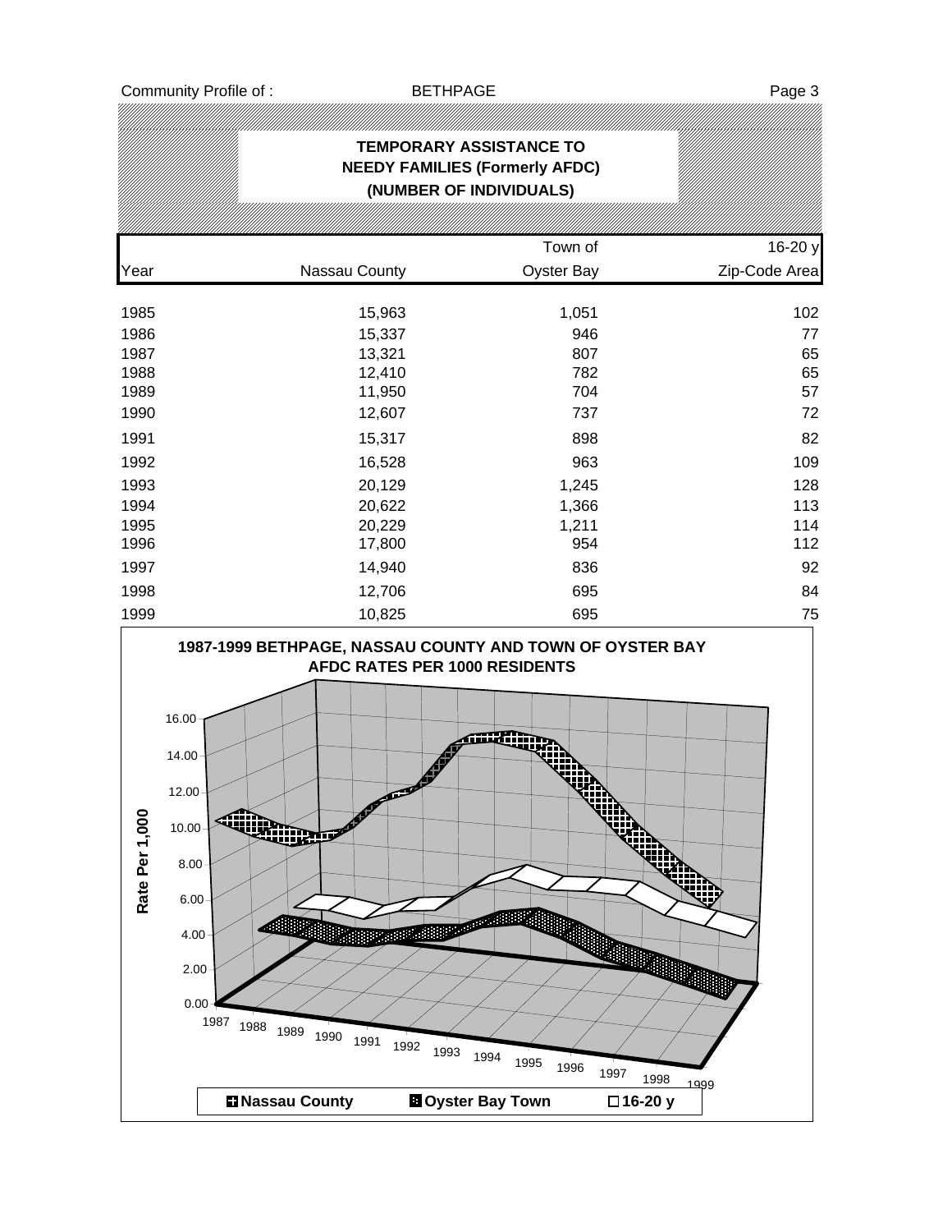## TEMPORARY ASSISTANCE TO NEEDY FAMILIES (Formerly AFDC) (NUMBER OF INDIVIDUALS)

| Year | Nassau County | Town of Oyster Bay | 16-20 y Zip-Code Area |
|---|---|---|---|
| 1985 | 15,963 | 1,051 | 102 |
| 1986 | 15,337 | 946 | 77 |
| 1987 | 13,321 | 807 | 65 |
| 1988 | 12,410 | 782 | 65 |
| 1989 | 11,950 | 704 | 57 |
| 1990 | 12,607 | 737 | 72 |
| 1991 | 15,317 | 898 | 82 |
| 1992 | 16,528 | 963 | 109 |
| 1993 | 20,129 | 1,245 | 128 |
| 1994 | 20,622 | 1,366 | 113 |
| 1995 | 20,229 | 1,211 | 114 |
| 1996 | 17,800 | 954 | 112 |
| 1997 | 14,940 | 836 | 92 |
| 1998 | 12,706 | 695 | 84 |
| 1999 | 10,825 | 695 | 75 |

**1987-1999 BETHPAGE, NASSAU COUNTY AND TOWN OF OYSTER BAY AFDC RATES PER 1000 RESIDENTS**

Rate Per 1,000: 0.00, 2.00, 4.00, 6.00, 8.00, 10.00, 12.00, 14.00, 16.00

Years: 1987, 1988, 1989, 1990, 1991, 1992, 1993, 1994, 1995, 1996, 1997, 1998, 1999

Legend: Nassau County, Oyster Bay Town, 16-20 y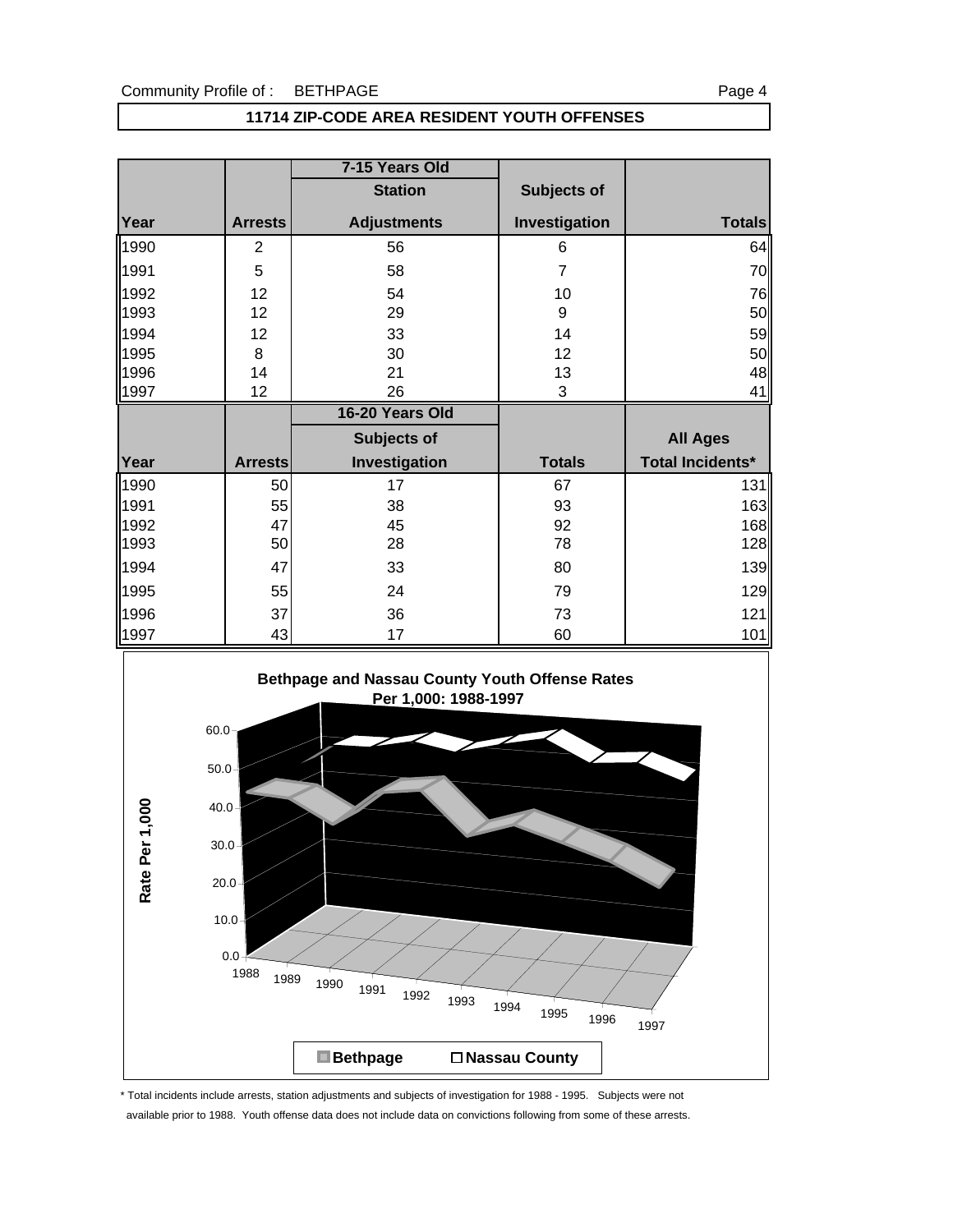## 11714 ZIP-CODE AREA RESIDENT YOUTH OFFENSES

| | | 7-15 Years Old | | |
|---|---|---|---|---|
| | | Station | Subjects of | |
| Year | Arrests | Adjustments | Investigation | Totals |
| 1990 | 2 | 56 | 6 | 64 |
| 1991 | 5 | 58 | 7 | 70 |
| 1992 | 12 | 54 | 10 | 76 |
| 1993 | 12 | 29 | 9 | 50 |
| 1994 | 12 | 33 | 14 | 59 |
| 1995 | 8 | 30 | 12 | 50 |
| 1996 | 14 | 21 | 13 | 48 |
| 1997 | 12 | 26 | 3 | 41 |

| | | 16-20 Years Old | | |
|---|---|---|---|---|
| | | Subjects of | | All Ages |
| Year | Arrests | Investigation | Totals | Total Incidents* |
| 1990 | 50 | 17 | 67 | 131 |
| 1991 | 55 | 38 | 93 | 163 |
| 1992 | 47 | 45 | 92 | 168 |
| 1993 | 50 | 28 | 78 | 128 |
| 1994 | 47 | 33 | 80 | 139 |
| 1995 | 55 | 24 | 79 | 129 |
| 1996 | 37 | 36 | 73 | 121 |
| 1997 | 43 | 17 | 60 | 101 |

**Bethpage and Nassau County Youth Offense Rates Per 1,000: 1988-1997**

Rate Per 1,000

Bethpage   Nassau County

\* Total incidents include arrests, station adjustments and subjects of investigation for 1988 - 1995. Subjects were not available prior to 1988. Youth offense data does not include data on convictions following from some of these arrests.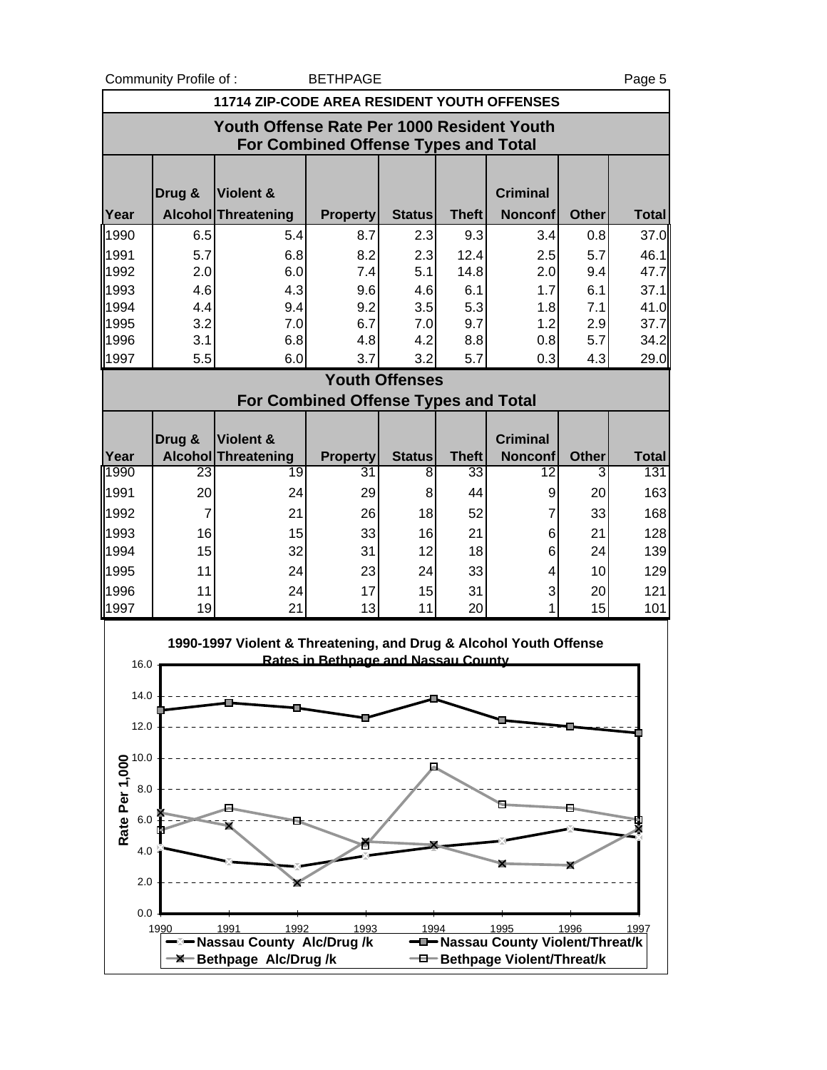# 11714 ZIP-CODE AREA RESIDENT YOUTH OFFENSES

## Youth Offense Rate Per 1000 Resident Youth For Combined Offense Types and Total

| Year | Drug & Alcohol | Violent & Threatening | Property | Status | Theft | Criminal Nonconf | Other | Total |
|---|---|---|---|---|---|---|---|---|
| 1990 | 6.5 | 5.4 | 8.7 | 2.3 | 9.3 | 3.4 | 0.8 | 37.0 |
| 1991 | 5.7 | 6.8 | 8.2 | 2.3 | 12.4 | 2.5 | 5.7 | 46.1 |
| 1992 | 2.0 | 6.0 | 7.4 | 5.1 | 14.8 | 2.0 | 9.4 | 47.7 |
| 1993 | 4.6 | 4.3 | 9.6 | 4.6 | 6.1 | 1.7 | 6.1 | 37.1 |
| 1994 | 4.4 | 9.4 | 9.2 | 3.5 | 5.3 | 1.8 | 7.1 | 41.0 |
| 1995 | 3.2 | 7.0 | 6.7 | 7.0 | 9.7 | 1.2 | 2.9 | 37.7 |
| 1996 | 3.1 | 6.8 | 4.8 | 4.2 | 8.8 | 0.8 | 5.7 | 34.2 |
| 1997 | 5.5 | 6.0 | 3.7 | 3.2 | 5.7 | 0.3 | 4.3 | 29.0 |

## Youth Offenses For Combined Offense Types and Total

| Year | Drug & Alcohol | Violent & Threatening | Property | Status | Theft | Criminal Nonconf | Other | Total |
|---|---|---|---|---|---|---|---|---|
| 1990 | 23 | 19 | 31 | 8 | 33 | 12 | 3 | 131 |
| 1991 | 20 | 24 | 29 | 8 | 44 | 9 | 20 | 163 |
| 1992 | 7 | 21 | 26 | 18 | 52 | 7 | 33 | 168 |
| 1993 | 16 | 15 | 33 | 16 | 21 | 6 | 21 | 128 |
| 1994 | 15 | 32 | 31 | 12 | 18 | 6 | 24 | 139 |
| 1995 | 11 | 24 | 23 | 24 | 33 | 4 | 10 | 129 |
| 1996 | 11 | 24 | 17 | 15 | 31 | 3 | 20 | 121 |
| 1997 | 19 | 21 | 13 | 11 | 20 | 1 | 15 | 101 |

1990-1997 Violent & Threatening, and Drug & Alcohol Youth Offense Rates in Bethpage and Nassau County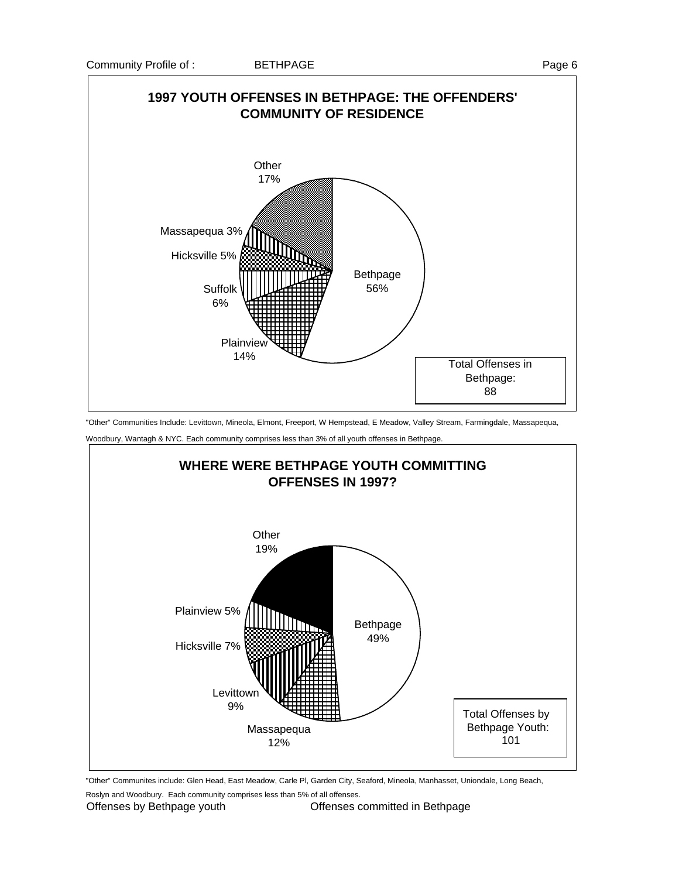## 1997 YOUTH OFFENSES IN BETHPAGE: THE OFFENDERS' COMMUNITY OF RESIDENCE

| Community | Percent |
|---|---|
| Bethpage | 56% |
| Plainview | 14% |
| Suffolk | 6% |
| Hicksville | 5% |
| Massapequa | 3% |
| Other | 17% |

Total Offenses in Bethpage: 88

"Other" Communities Include: Levittown, Mineola, Elmont, Freeport, W Hempstead, E Meadow, Valley Stream, Farmingdale, Massapequa, Woodbury, Wantagh & NYC. Each community comprises less than 3% of all youth offenses in Bethpage.

## WHERE WERE BETHPAGE YOUTH COMMITTING OFFENSES IN 1997?

| Community | Percent |
|---|---|
| Bethpage | 49% |
| Massapequa | 12% |
| Levittown | 9% |
| Hicksville | 7% |
| Plainview | 5% |
| Other | 19% |

Total Offenses by Bethpage Youth: 101

"Other" Communites include: Glen Head, East Meadow, Carle Pl, Garden City, Seaford, Mineola, Manhasset, Uniondale, Long Beach, Roslyn and Woodbury. Each community comprises less than 5% of all offenses.

Offenses by Bethpage youth

Offenses committed in Bethpage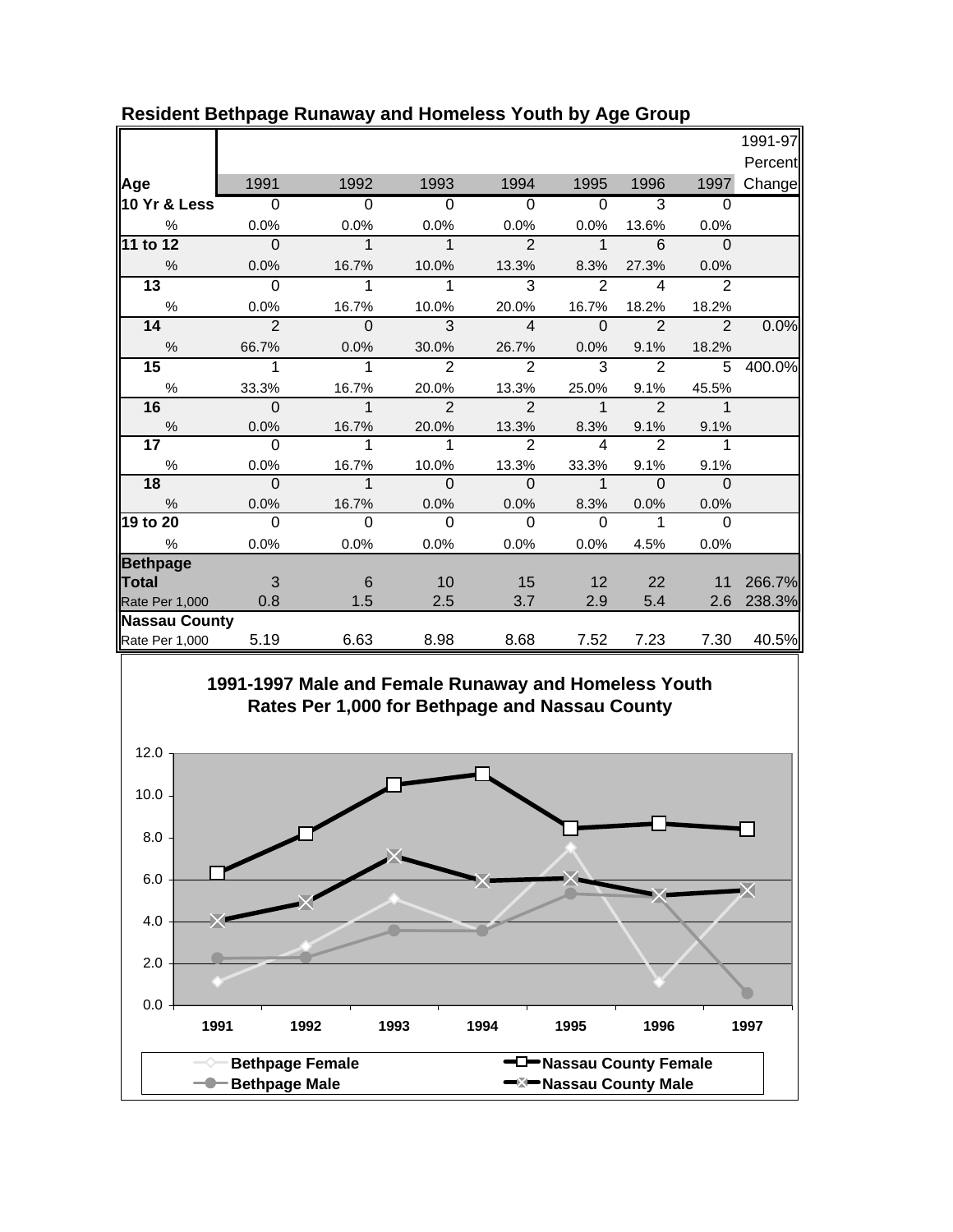## Resident Bethpage Runaway and Homeless Youth by Age Group

| Age | 1991 | 1992 | 1993 | 1994 | 1995 | 1996 | 1997 | 1991-97 Percent Change |
|---|---|---|---|---|---|---|---|---|
| **10 Yr & Less** | 0 | 0 | 0 | 0 | 0 | 3 | 0 | |
| % | 0.0% | 0.0% | 0.0% | 0.0% | 0.0% | 13.6% | 0.0% | |
| **11 to 12** | 0 | 1 | 1 | 2 | 1 | 6 | 0 | |
| % | 0.0% | 16.7% | 10.0% | 13.3% | 8.3% | 27.3% | 0.0% | |
| **13** | 0 | 1 | 1 | 3 | 2 | 4 | 2 | |
| % | 0.0% | 16.7% | 10.0% | 20.0% | 16.7% | 18.2% | 18.2% | |
| **14** | 2 | 0 | 3 | 4 | 0 | 2 | 2 | 0.0% |
| % | 66.7% | 0.0% | 30.0% | 26.7% | 0.0% | 9.1% | 18.2% | |
| **15** | 1 | 1 | 2 | 2 | 3 | 2 | 5 | 400.0% |
| % | 33.3% | 16.7% | 20.0% | 13.3% | 25.0% | 9.1% | 45.5% | |
| **16** | 0 | 1 | 2 | 2 | 1 | 2 | 1 | |
| % | 0.0% | 16.7% | 20.0% | 13.3% | 8.3% | 9.1% | 9.1% | |
| **17** | 0 | 1 | 1 | 2 | 4 | 2 | 1 | |
| % | 0.0% | 16.7% | 10.0% | 13.3% | 33.3% | 9.1% | 9.1% | |
| **18** | 0 | 1 | 0 | 0 | 1 | 0 | 0 | |
| % | 0.0% | 16.7% | 0.0% | 0.0% | 8.3% | 0.0% | 0.0% | |
| **19 to 20** | 0 | 0 | 0 | 0 | 0 | 1 | 0 | |
| % | 0.0% | 0.0% | 0.0% | 0.0% | 0.0% | 4.5% | 0.0% | |
| **Bethpage** | | | | | | | | |
| **Total** | 3 | 6 | 10 | 15 | 12 | 22 | 11 | 266.7% |
| Rate Per 1,000 | 0.8 | 1.5 | 2.5 | 3.7 | 2.9 | 5.4 | 2.6 | 238.3% |
| **Nassau County** | | | | | | | | |
| Rate Per 1,000 | 5.19 | 6.63 | 8.98 | 8.68 | 7.52 | 7.23 | 7.30 | 40.5% |

**1991-1997 Male and Female Runaway and Homeless Youth Rates Per 1,000 for Bethpage and Nassau County**

Legend: Bethpage Female; Bethpage Male; Nassau County Female; Nassau County Male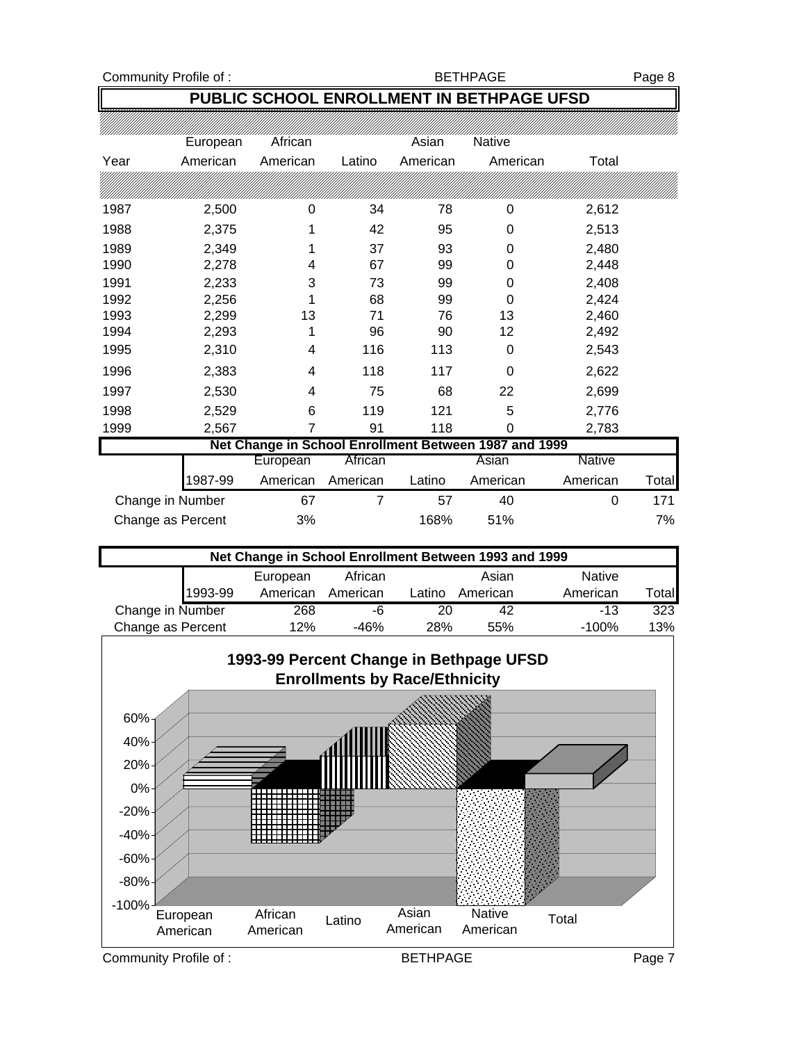# PUBLIC SCHOOL ENROLLMENT IN BETHPAGE UFSD

| Year | European American | African American | Latino | Asian American | Native American | Total |
|---|---|---|---|---|---|---|
| 1987 | 2,500 | 0 | 34 | 78 | 0 | 2,612 |
| 1988 | 2,375 | 1 | 42 | 95 | 0 | 2,513 |
| 1989 | 2,349 | 1 | 37 | 93 | 0 | 2,480 |
| 1990 | 2,278 | 4 | 67 | 99 | 0 | 2,448 |
| 1991 | 2,233 | 3 | 73 | 99 | 0 | 2,408 |
| 1992 | 2,256 | 1 | 68 | 99 | 0 | 2,424 |
| 1993 | 2,299 | 13 | 71 | 76 | 13 | 2,460 |
| 1994 | 2,293 | 1 | 96 | 90 | 12 | 2,492 |
| 1995 | 2,310 | 4 | 116 | 113 | 0 | 2,543 |
| 1996 | 2,383 | 4 | 118 | 117 | 0 | 2,622 |
| 1997 | 2,530 | 4 | 75 | 68 | 22 | 2,699 |
| 1998 | 2,529 | 6 | 119 | 121 | 5 | 2,776 |
| 1999 | 2,567 | 7 | 91 | 118 | 0 | 2,783 |

## Net Change in School Enrollment Between 1987 and 1999

| 1987-99 | European American | African American | Latino | Asian American | Native American | Total |
|---|---|---|---|---|---|---|
| Change in Number | 67 | 7 | 57 | 40 | 0 | 171 |
| Change as Percent | 3% | | 168% | 51% | | 7% |

## Net Change in School Enrollment Between 1993 and 1999

| 1993-99 | European American | African American | Latino | Asian American | Native American | Total |
|---|---|---|---|---|---|---|
| Change in Number | 268 | -6 | 20 | 42 | -13 | 323 |
| Change as Percent | 12% | -46% | 28% | 55% | -100% | 13% |

## 1993-99 Percent Change in Bethpage UFSD Enrollments by Race/Ethnicity

| | European American | African American | Latino | Asian American | Native American | Total |
|---|---|---|---|---|---|---|
| Percent Change | 12% | -46% | 28% | 55% | -100% | 13% |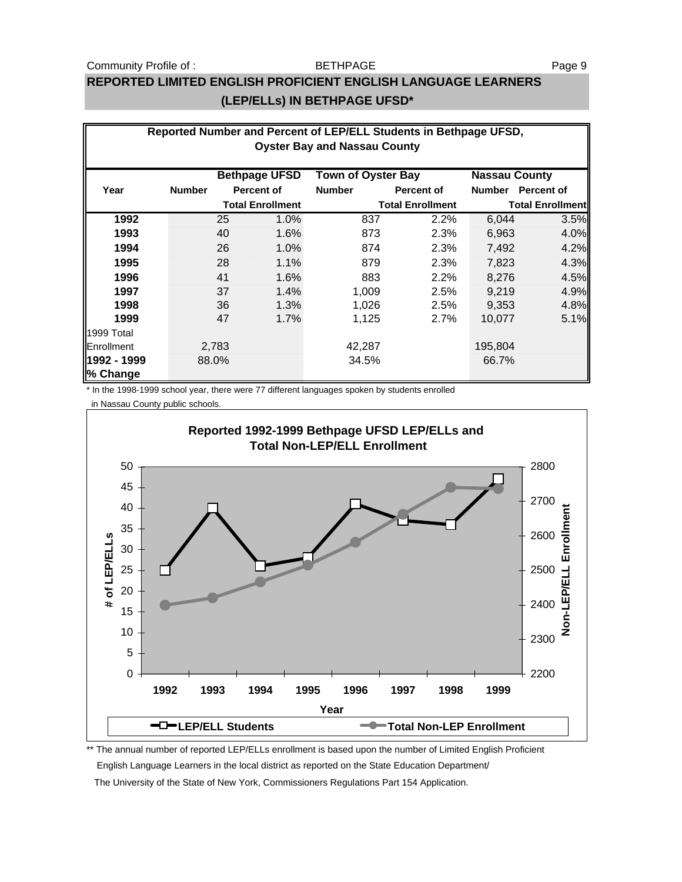## REPORTED LIMITED ENGLISH PROFICIENT ENGLISH LANGUAGE LEARNERS (LEP/ELLs) IN BETHPAGE UFSD*

**Reported Number and Percent of LEP/ELL Students in Bethpage UFSD, Oyster Bay and Nassau County**

| Year | Bethpage UFSD Number | Bethpage UFSD Percent of Total Enrollment | Town of Oyster Bay Number | Town of Oyster Bay Percent of Total Enrollment | Nassau County Number | Nassau County Percent of Total Enrollment |
|---|---|---|---|---|---|---|
| 1992 | 25 | 1.0% | 837 | 2.2% | 6,044 | 3.5% |
| 1993 | 40 | 1.6% | 873 | 2.3% | 6,963 | 4.0% |
| 1994 | 26 | 1.0% | 874 | 2.3% | 7,492 | 4.2% |
| 1995 | 28 | 1.1% | 879 | 2.3% | 7,823 | 4.3% |
| 1996 | 41 | 1.6% | 883 | 2.2% | 8,276 | 4.5% |
| 1997 | 37 | 1.4% | 1,009 | 2.5% | 9,219 | 4.9% |
| 1998 | 36 | 1.3% | 1,026 | 2.5% | 9,353 | 4.8% |
| 1999 | 47 | 1.7% | 1,125 | 2.7% | 10,077 | 5.1% |
| 1999 Total Enrollment | 2,783 | | 42,287 | | 195,804 | |
| 1992 - 1999 % Change | 88.0% | | 34.5% | | 66.7% | |

\* In the 1998-1999 school year, there were 77 different languages spoken by students enrolled in Nassau County public schools.

**Reported 1992-1999 Bethpage UFSD LEP/ELLs and Total Non-LEP/ELL Enrollment**

\*\* The annual number of reported LEP/ELLs enrollment is based upon the number of Limited English Proficient English Language Learners in the local district as reported on the State Education Department/ The University of the State of New York, Commissioners Regulations Part 154 Application.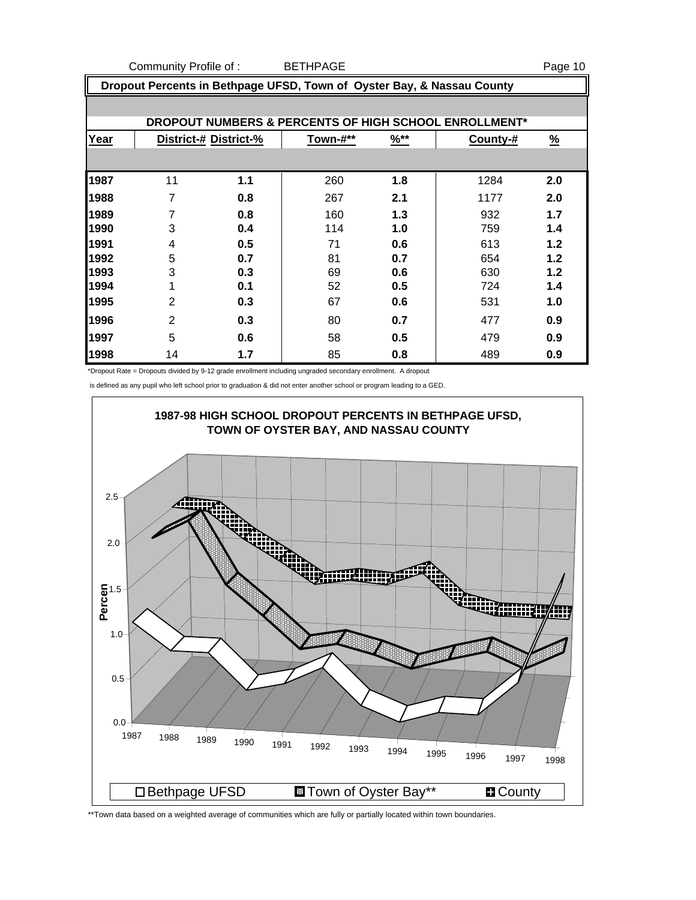## Dropout Percents in Bethpage UFSD, Town of Oyster Bay, & Nassau County

### DROPOUT NUMBERS & PERCENTS OF HIGH SCHOOL ENROLLMENT*

| Year | District-# | District-% | Town-#** | %** | County-# | % |
|---|---|---|---|---|---|---|
| 1987 | 11 | 1.1 | 260 | 1.8 | 1284 | 2.0 |
| 1988 | 7 | 0.8 | 267 | 2.1 | 1177 | 2.0 |
| 1989 | 7 | 0.8 | 160 | 1.3 | 932 | 1.7 |
| 1990 | 3 | 0.4 | 114 | 1.0 | 759 | 1.4 |
| 1991 | 4 | 0.5 | 71 | 0.6 | 613 | 1.2 |
| 1992 | 5 | 0.7 | 81 | 0.7 | 654 | 1.2 |
| 1993 | 3 | 0.3 | 69 | 0.6 | 630 | 1.2 |
| 1994 | 1 | 0.1 | 52 | 0.5 | 724 | 1.4 |
| 1995 | 2 | 0.3 | 67 | 0.6 | 531 | 1.0 |
| 1996 | 2 | 0.3 | 80 | 0.7 | 477 | 0.9 |
| 1997 | 5 | 0.6 | 58 | 0.5 | 479 | 0.9 |
| 1998 | 14 | 1.7 | 85 | 0.8 | 489 | 0.9 |

*Dropout Rate = Dropouts divided by 9-12 grade enrollment including ungraded secondary enrollment. A dropout is defined as any pupil who left school prior to graduation & did not enter another school or program leading to a GED.

**1987-98 HIGH SCHOOL DROPOUT PERCENTS IN BETHPAGE UFSD, TOWN OF OYSTER BAY, AND NASSAU COUNTY**

Legend: Bethpage UFSD, Town of Oyster Bay**, County

**Town data based on a weighted average of communities which are fully or partially located within town boundaries.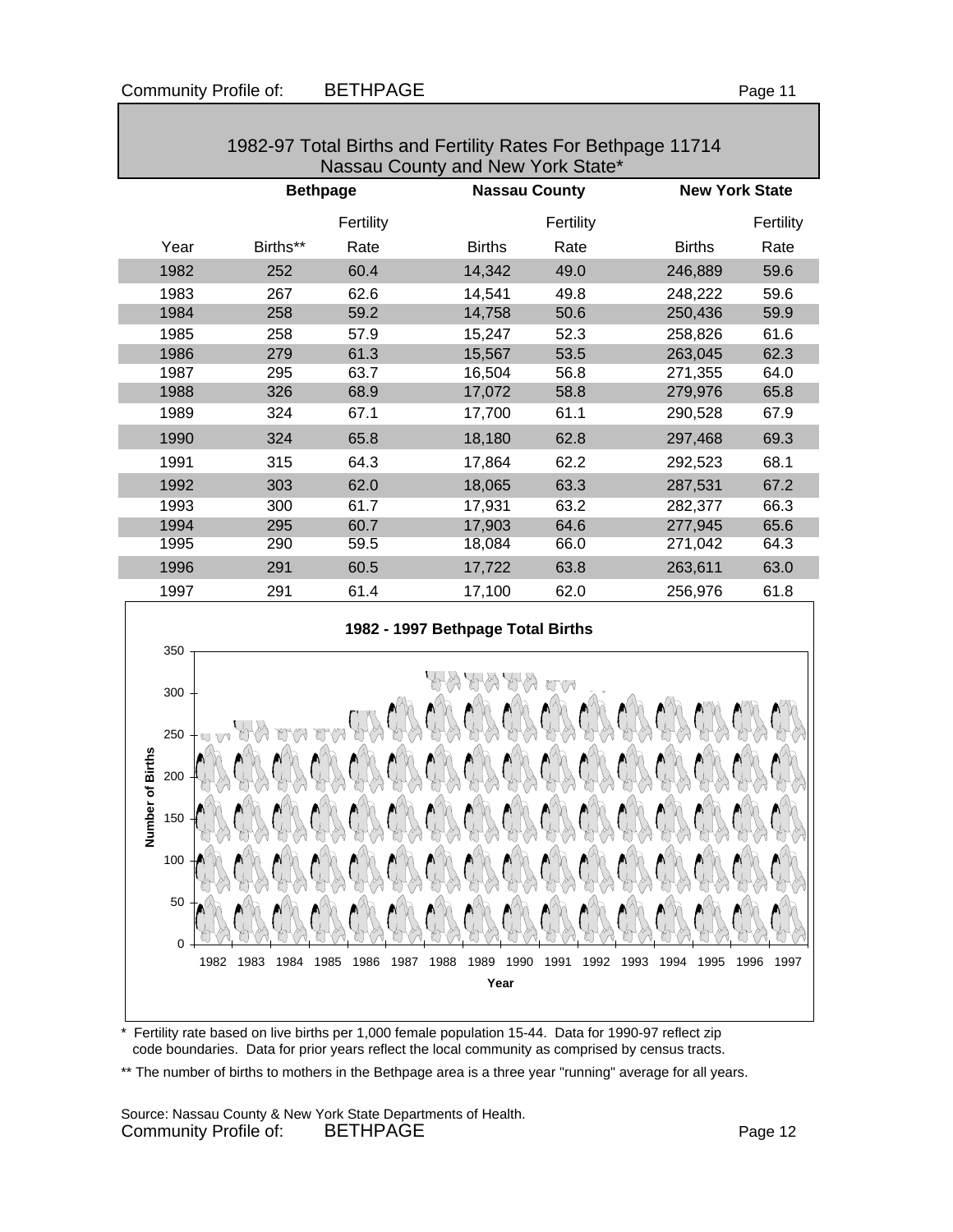## 1982-97 Total Births and Fertility Rates For Bethpage 11714 Nassau County and New York State*

| | Bethpage | | Nassau County | | New York State | |
|---|---|---|---|---|---|---|
| Year | Births** | Fertility Rate | Births | Fertility Rate | Births | Fertility Rate |
| 1982 | 252 | 60.4 | 14,342 | 49.0 | 246,889 | 59.6 |
| 1983 | 267 | 62.6 | 14,541 | 49.8 | 248,222 | 59.6 |
| 1984 | 258 | 59.2 | 14,758 | 50.6 | 250,436 | 59.9 |
| 1985 | 258 | 57.9 | 15,247 | 52.3 | 258,826 | 61.6 |
| 1986 | 279 | 61.3 | 15,567 | 53.5 | 263,045 | 62.3 |
| 1987 | 295 | 63.7 | 16,504 | 56.8 | 271,355 | 64.0 |
| 1988 | 326 | 68.9 | 17,072 | 58.8 | 279,976 | 65.8 |
| 1989 | 324 | 67.1 | 17,700 | 61.1 | 290,528 | 67.9 |
| 1990 | 324 | 65.8 | 18,180 | 62.8 | 297,468 | 69.3 |
| 1991 | 315 | 64.3 | 17,864 | 62.2 | 292,523 | 68.1 |
| 1992 | 303 | 62.0 | 18,065 | 63.3 | 287,531 | 67.2 |
| 1993 | 300 | 61.7 | 17,931 | 63.2 | 282,377 | 66.3 |
| 1994 | 295 | 60.7 | 17,903 | 64.6 | 277,945 | 65.6 |
| 1995 | 290 | 59.5 | 18,084 | 66.0 | 271,042 | 64.3 |
| 1996 | 291 | 60.5 | 17,722 | 63.8 | 263,611 | 63.0 |
| 1997 | 291 | 61.4 | 17,100 | 62.0 | 256,976 | 61.8 |

**1982 - 1997 Bethpage Total Births**

\* Fertility rate based on live births per 1,000 female population 15-44. Data for 1990-97 reflect zip code boundaries. Data for prior years reflect the local community as comprised by census tracts.

** The number of births to mothers in the Bethpage area is a three year "running" average for all years.

Source: Nassau County & New York State Departments of Health.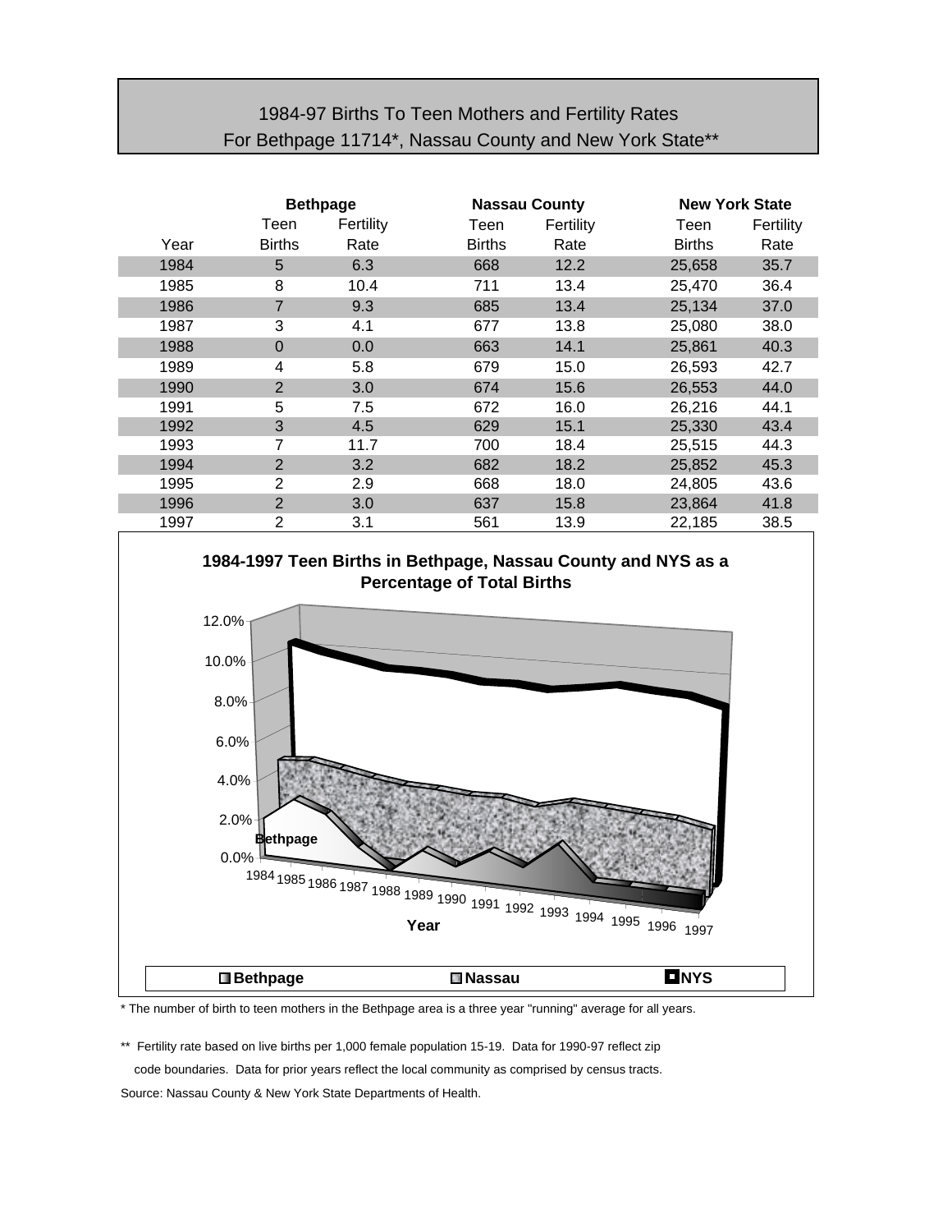# 1984-97 Births To Teen Mothers and Fertility Rates
# For Bethpage 11714*, Nassau County and New York State**

| | Bethpage | | Nassau County | | New York State | |
|---|---|---|---|---|---|---|
| Year | Teen Births | Fertility Rate | Teen Births | Fertility Rate | Teen Births | Fertility Rate |
| 1984 | 5 | 6.3 | 668 | 12.2 | 25,658 | 35.7 |
| 1985 | 8 | 10.4 | 711 | 13.4 | 25,470 | 36.4 |
| 1986 | 7 | 9.3 | 685 | 13.4 | 25,134 | 37.0 |
| 1987 | 3 | 4.1 | 677 | 13.8 | 25,080 | 38.0 |
| 1988 | 0 | 0.0 | 663 | 14.1 | 25,861 | 40.3 |
| 1989 | 4 | 5.8 | 679 | 15.0 | 26,593 | 42.7 |
| 1990 | 2 | 3.0 | 674 | 15.6 | 26,553 | 44.0 |
| 1991 | 5 | 7.5 | 672 | 16.0 | 26,216 | 44.1 |
| 1992 | 3 | 4.5 | 629 | 15.1 | 25,330 | 43.4 |
| 1993 | 7 | 11.7 | 700 | 18.4 | 25,515 | 44.3 |
| 1994 | 2 | 3.2 | 682 | 18.2 | 25,852 | 45.3 |
| 1995 | 2 | 2.9 | 668 | 18.0 | 24,805 | 43.6 |
| 1996 | 2 | 3.0 | 637 | 15.8 | 23,864 | 41.8 |
| 1997 | 2 | 3.1 | 561 | 13.9 | 22,185 | 38.5 |

**1984-1997 Teen Births in Bethpage, Nassau County and NYS as a Percentage of Total Births**

\* The number of birth to teen mothers in the Bethpage area is a three year "running" average for all years.

\*\* Fertility rate based on live births per 1,000 female population 15-19. Data for 1990-97 reflect zip code boundaries. Data for prior years reflect the local community as comprised by census tracts.

Source: Nassau County & New York State Departments of Health.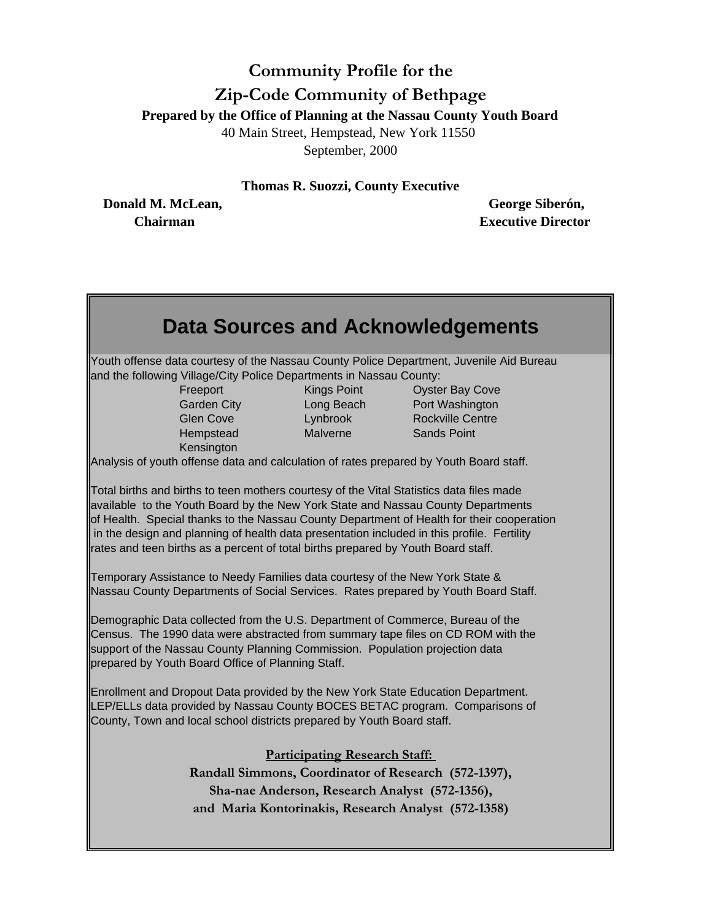# Community Profile for the

# Zip-Code Community of Bethpage

**Prepared by the Office of Planning at the Nassau County Youth Board**

40 Main Street, Hempstead, New York 11550

September, 2000

**Thomas R. Suozzi, County Executive**

**Donald M. McLean, Chairman**

**George Siberón, Executive Director**

## Data Sources and Acknowledgements

Youth offense data courtesy of the Nassau County Police Department, Juvenile Aid Bureau and the following Village/City Police Departments in Nassau County:

| | | |
|---|---|---|
| Freeport | Kings Point | Oyster Bay Cove |
| Garden City | Long Beach | Port Washington |
| Glen Cove | Lynbrook | Rockville Centre |
| Hempstead | Malverne | Sands Point |
| Kensington | | |

Analysis of youth offense data and calculation of rates prepared by Youth Board staff.

Total births and births to teen mothers courtesy of the Vital Statistics data files made available to the Youth Board by the New York State and Nassau County Departments of Health. Special thanks to the Nassau County Department of Health for their cooperation in the design and planning of health data presentation included in this profile. Fertility rates and teen births as a percent of total births prepared by Youth Board staff.

Temporary Assistance to Needy Families data courtesy of the New York State & Nassau County Departments of Social Services. Rates prepared by Youth Board Staff.

Demographic Data collected from the U.S. Department of Commerce, Bureau of the Census. The 1990 data were abstracted from summary tape files on CD ROM with the support of the Nassau County Planning Commission. Population projection data prepared by Youth Board Office of Planning Staff.

Enrollment and Dropout Data provided by the New York State Education Department. LEP/ELLs data provided by Nassau County BOCES BETAC program. Comparisons of County, Town and local school districts prepared by Youth Board staff.

**Participating Research Staff:**

**Randall Simmons, Coordinator of Research (572-1397),**
**Sha-nae Anderson, Research Analyst (572-1356),**
**and Maria Kontorinakis, Research Analyst (572-1358)**